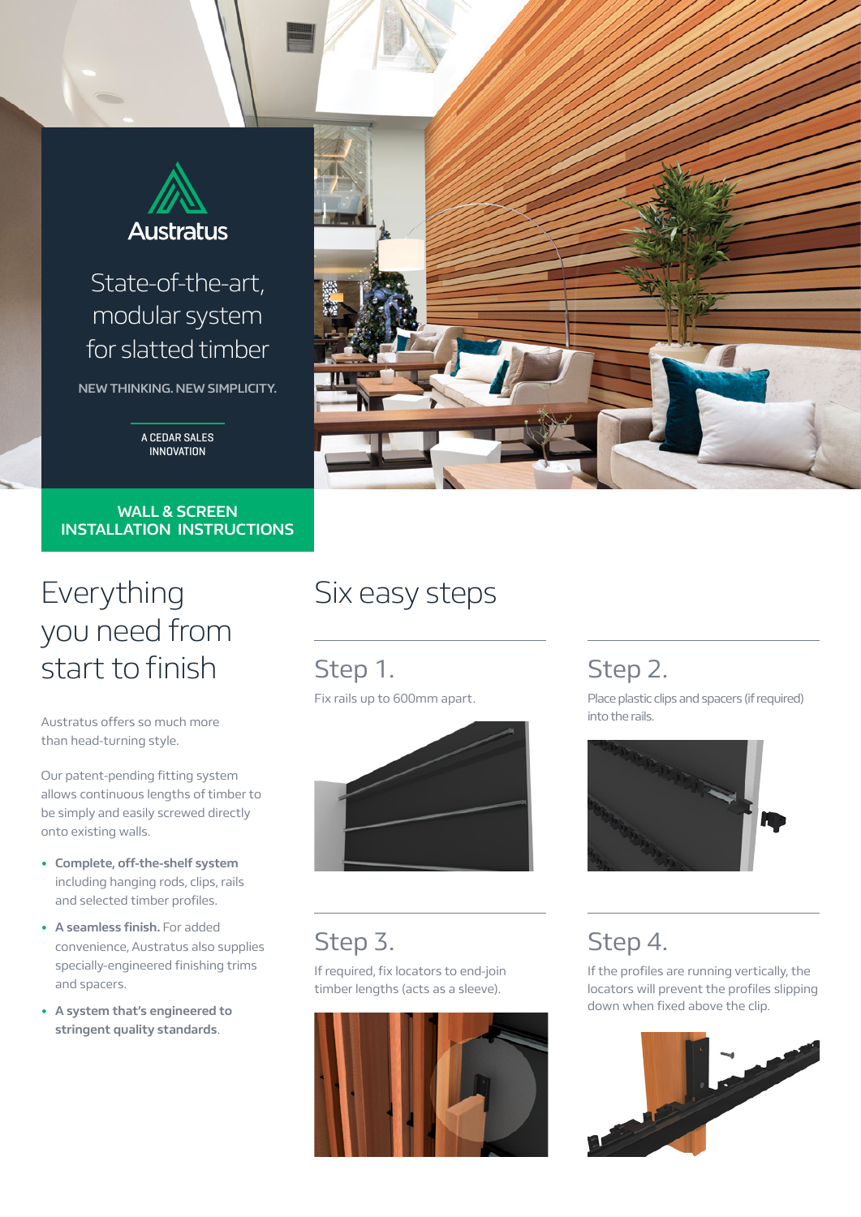# Austratus

## State-of-the-art, modular system for slatted timber

**NEW THINKING. NEW SIMPLICITY.**

A CEDAR SALES INNOVATION

**WALL & SCREEN INSTALLATION INSTRUCTIONS**

## Everything you need from start to finish

Austratus offers so much more than head-turning style.

Our patent-pending fitting system allows continuous lengths of timber to be simply and easily screwed directly onto existing walls.

- **Complete, off-the-shelf system** including hanging rods, clips, rails and selected timber profiles.
- **A seamless finish.** For added convenience, Austratus also supplies specially-engineered finishing trims and spacers.
- **A system that's engineered to stringent quality standards**.

## Six easy steps

### Step 1.

Fix rails up to 600mm apart.

### Step 2.

Place plastic clips and spacers (if required) into the rails.

### Step 3.

If required, fix locators to end-join timber lengths (acts as a sleeve).

### Step 4.

If the profiles are running vertically, the locators will prevent the profiles slipping down when fixed above the clip.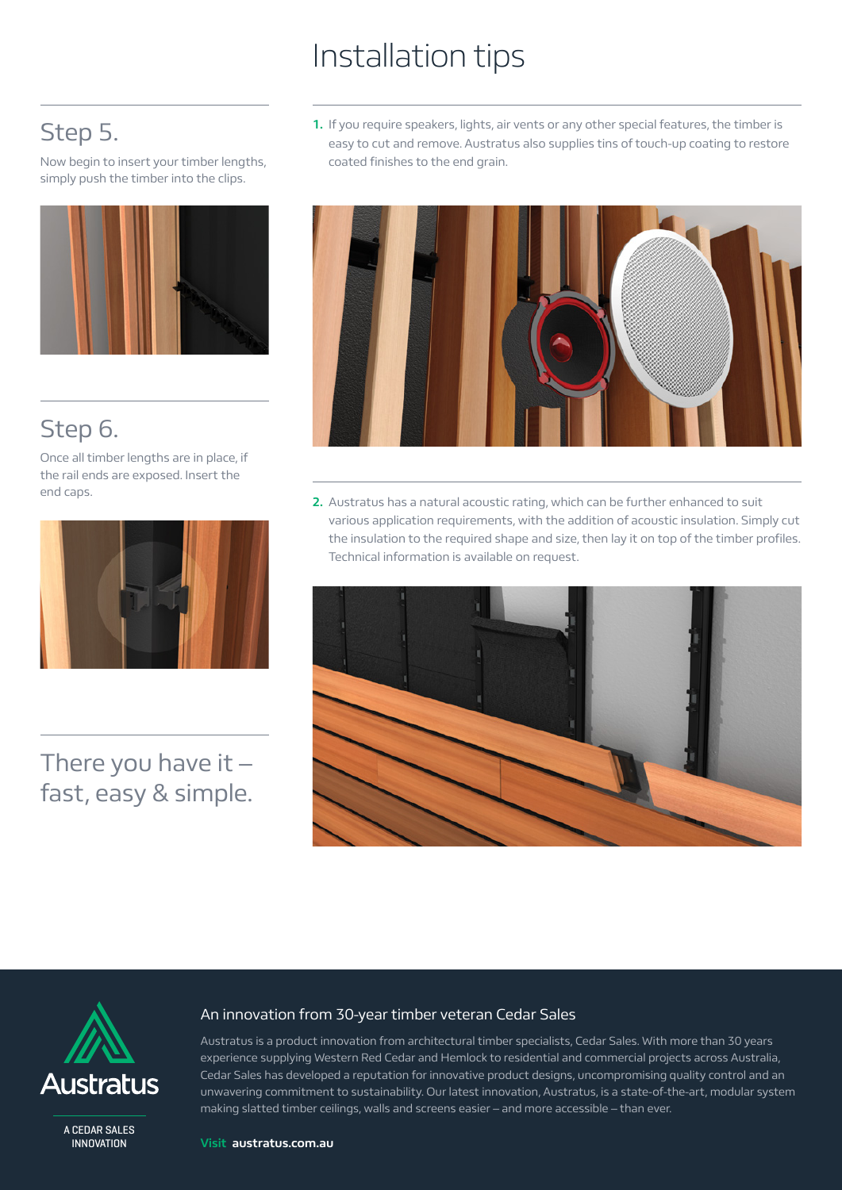# Installation tips

## Step 5.

Now begin to insert your timber lengths, simply push the timber into the clips.

## Step 6.

Once all timber lengths are in place, if the rail ends are exposed. Insert the end caps.

## There you have it – fast, easy & simple.

1. If you require speakers, lights, air vents or any other special features, the timber is easy to cut and remove. Austratus also supplies tins of touch-up coating to restore coated finishes to the end grain.

2. Austratus has a natural acoustic rating, which can be further enhanced to suit various application requirements, with the addition of acoustic insulation. Simply cut the insulation to the required shape and size, then lay it on top of the timber profiles. Technical information is available on request.

Austratus

A CEDAR SALES INNOVATION

### An innovation from 30-year timber veteran Cedar Sales

Austratus is a product innovation from architectural timber specialists, Cedar Sales. With more than 30 years experience supplying Western Red Cedar and Hemlock to residential and commercial projects across Australia, Cedar Sales has developed a reputation for innovative product designs, uncompromising quality control and an unwavering commitment to sustainability. Our latest innovation, Austratus, is a state-of-the-art, modular system making slatted timber ceilings, walls and screens easier – and more accessible – than ever.

Visit **austratus.com.au**